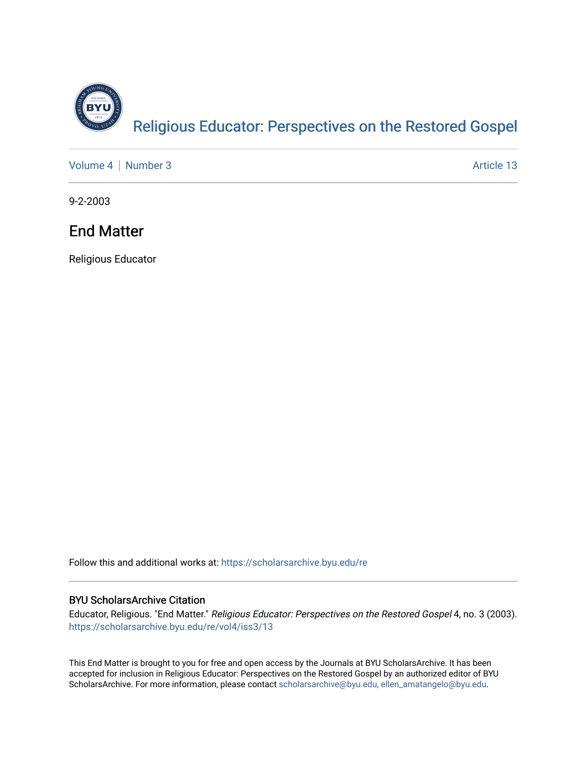# Religious Educator: Perspectives on the Restored Gospel

Volume 4 | Number 3 Article 13

9-2-2003

## End Matter

Religious Educator

Follow this and additional works at: https://scholarsarchive.byu.edu/re

### BYU ScholarsArchive Citation

Educator, Religious. "End Matter." *Religious Educator: Perspectives on the Restored Gospel* 4, no. 3 (2003). https://scholarsarchive.byu.edu/re/vol4/iss3/13

This End Matter is brought to you for free and open access by the Journals at BYU ScholarsArchive. It has been accepted for inclusion in Religious Educator: Perspectives on the Restored Gospel by an authorized editor of BYU ScholarsArchive. For more information, please contact scholarsarchive@byu.edu, ellen_amatangelo@byu.edu.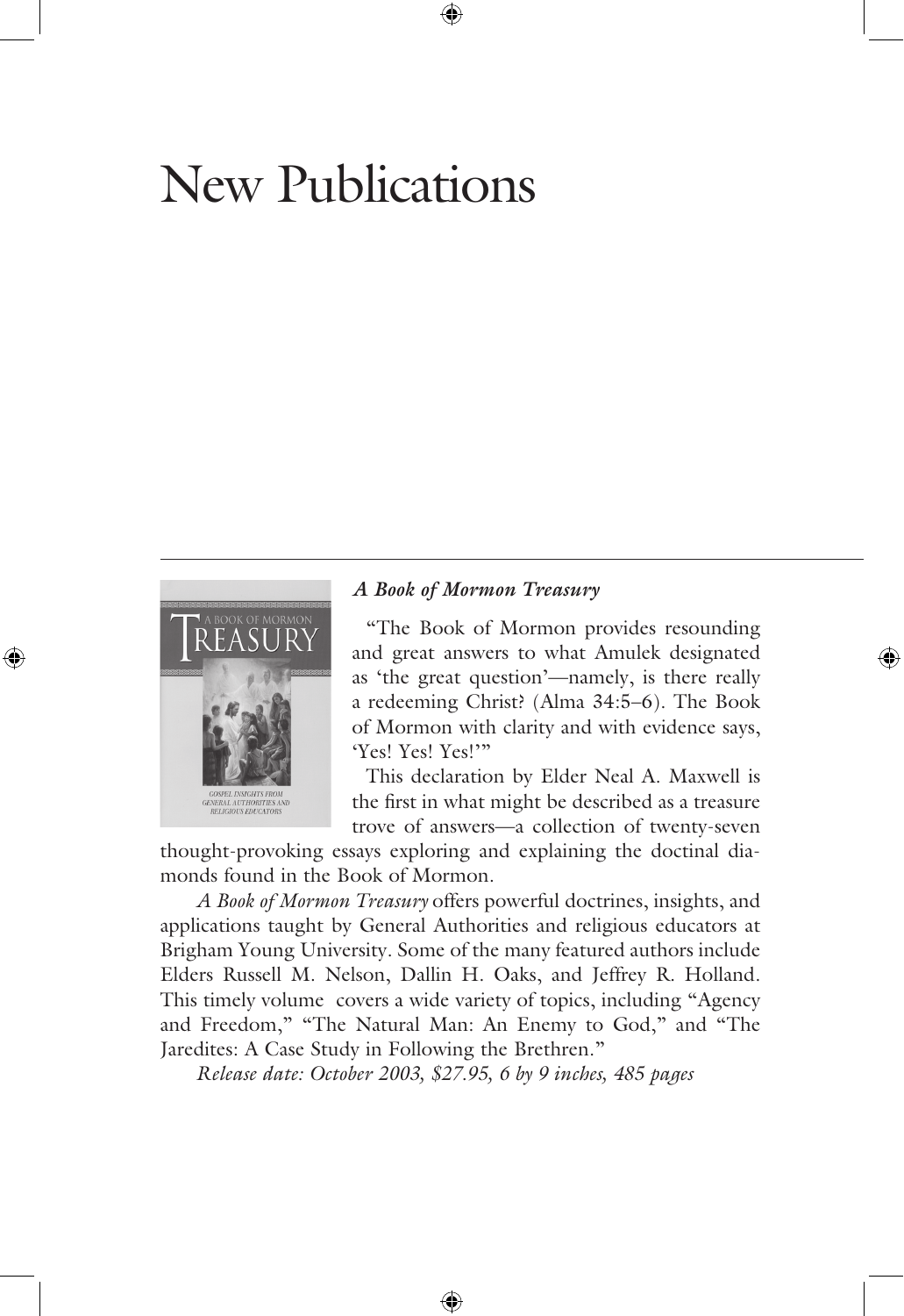# New Publications

### *A Book of Mormon Treasury*

"The Book of Mormon provides resounding and great answers to what Amulek designated as 'the great question'—namely, is there really a redeeming Christ? (Alma 34:5–6). The Book of Mormon with clarity and with evidence says, 'Yes! Yes! Yes!'"

This declaration by Elder Neal A. Maxwell is the first in what might be described as a treasure trove of answers—a collection of twenty-seven thought-provoking essays exploring and explaining the doctinal diamonds found in the Book of Mormon.

*A Book of Mormon Treasury* offers powerful doctrines, insights, and applications taught by General Authorities and religious educators at Brigham Young University. Some of the many featured authors include Elders Russell M. Nelson, Dallin H. Oaks, and Jeffrey R. Holland. This timely volume covers a wide variety of topics, including "Agency and Freedom," "The Natural Man: An Enemy to God," and "The Jaredites: A Case Study in Following the Brethren."

*Release date: October 2003, $27.95, 6 by 9 inches, 485 pages*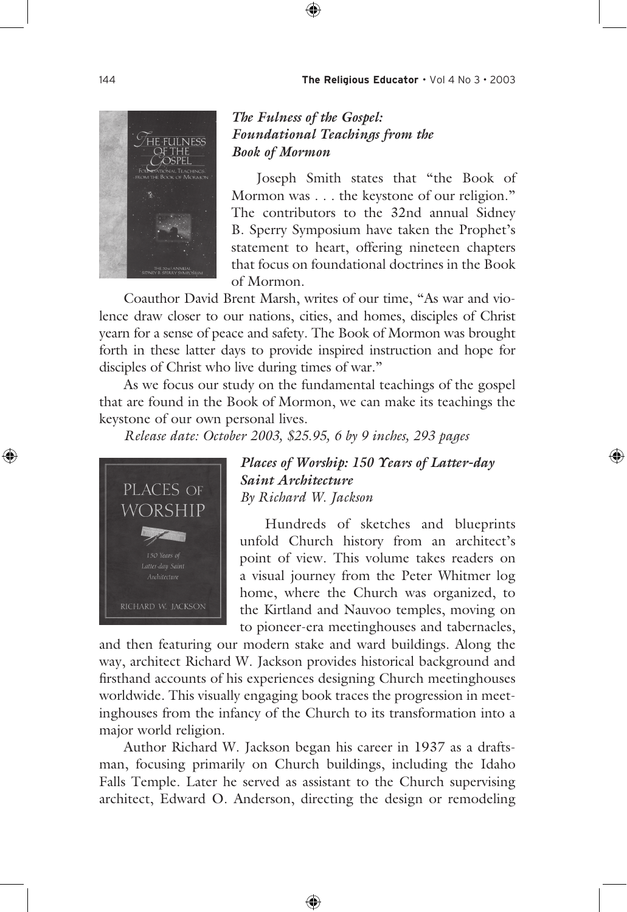### *The Fulness of the Gospel: Foundational Teachings from the Book of Mormon*

Joseph Smith states that "the Book of Mormon was . . . the keystone of our religion." The contributors to the 32nd annual Sidney B. Sperry Symposium have taken the Prophet's statement to heart, offering nineteen chapters that focus on foundational doctrines in the Book of Mormon.

Coauthor David Brent Marsh, writes of our time, "As war and violence draw closer to our nations, cities, and homes, disciples of Christ yearn for a sense of peace and safety. The Book of Mormon was brought forth in these latter days to provide inspired instruction and hope for disciples of Christ who live during times of war."

As we focus our study on the fundamental teachings of the gospel that are found in the Book of Mormon, we can make its teachings the keystone of our own personal lives.

*Release date: October 2003, $25.95, 6 by 9 inches, 293 pages*

### *Places of Worship: 150 Years of Latter-day Saint Architecture*

*By Richard W. Jackson*

Hundreds of sketches and blueprints unfold Church history from an architect's point of view. This volume takes readers on a visual journey from the Peter Whitmer log home, where the Church was organized, to the Kirtland and Nauvoo temples, moving on to pioneer-era meetinghouses and tabernacles, and then featuring our modern stake and ward buildings. Along the way, architect Richard W. Jackson provides historical background and firsthand accounts of his experiences designing Church meetinghouses worldwide. This visually engaging book traces the progression in meetinghouses from the infancy of the Church to its transformation into a major world religion.

Author Richard W. Jackson began his career in 1937 as a draftsman, focusing primarily on Church buildings, including the Idaho Falls Temple. Later he served as assistant to the Church supervising architect, Edward O. Anderson, directing the design or remodeling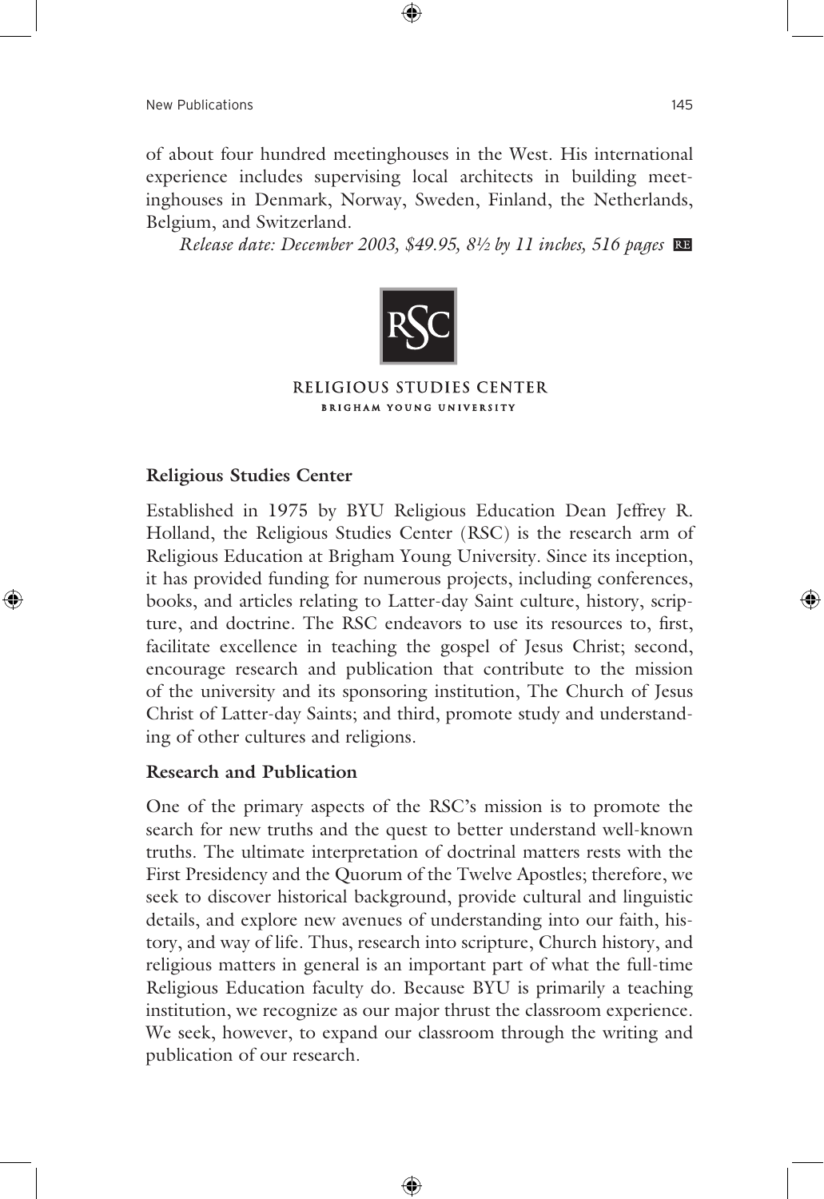of about four hundred meetinghouses in the West. His international experience includes supervising local architects in building meetinghouses in Denmark, Norway, Sweden, Finland, the Netherlands, Belgium, and Switzerland.

*Release date: December 2003, $49.95, 8½ by 11 inches, 516 pages* RE

RSC

RELIGIOUS STUDIES CENTER
BRIGHAM YOUNG UNIVERSITY

**Religious Studies Center**

Established in 1975 by BYU Religious Education Dean Jeffrey R. Holland, the Religious Studies Center (RSC) is the research arm of Religious Education at Brigham Young University. Since its inception, it has provided funding for numerous projects, including conferences, books, and articles relating to Latter-day Saint culture, history, scripture, and doctrine. The RSC endeavors to use its resources to, first, facilitate excellence in teaching the gospel of Jesus Christ; second, encourage research and publication that contribute to the mission of the university and its sponsoring institution, The Church of Jesus Christ of Latter-day Saints; and third, promote study and understanding of other cultures and religions.

**Research and Publication**

One of the primary aspects of the RSC's mission is to promote the search for new truths and the quest to better understand well-known truths. The ultimate interpretation of doctrinal matters rests with the First Presidency and the Quorum of the Twelve Apostles; therefore, we seek to discover historical background, provide cultural and linguistic details, and explore new avenues of understanding into our faith, history, and way of life. Thus, research into scripture, Church history, and religious matters in general is an important part of what the full-time Religious Education faculty do. Because BYU is primarily a teaching institution, we recognize as our major thrust the classroom experience. We seek, however, to expand our classroom through the writing and publication of our research.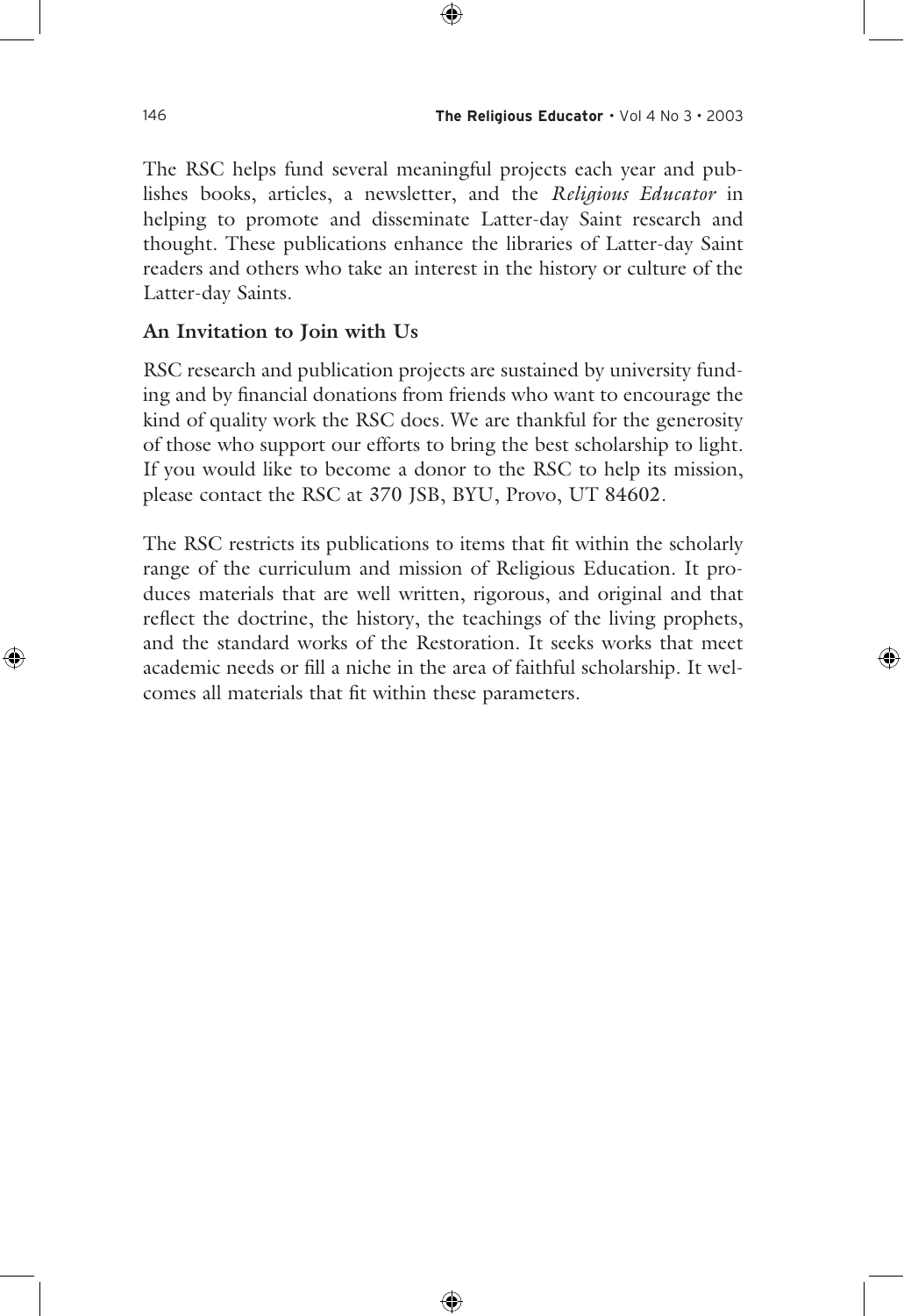The RSC helps fund several meaningful projects each year and publishes books, articles, a newsletter, and the *Religious Educator* in helping to promote and disseminate Latter-day Saint research and thought. These publications enhance the libraries of Latter-day Saint readers and others who take an interest in the history or culture of the Latter-day Saints.

**An Invitation to Join with Us**

RSC research and publication projects are sustained by university funding and by financial donations from friends who want to encourage the kind of quality work the RSC does. We are thankful for the generosity of those who support our efforts to bring the best scholarship to light. If you would like to become a donor to the RSC to help its mission, please contact the RSC at 370 JSB, BYU, Provo, UT 84602.

The RSC restricts its publications to items that fit within the scholarly range of the curriculum and mission of Religious Education. It produces materials that are well written, rigorous, and original and that reflect the doctrine, the history, the teachings of the living prophets, and the standard works of the Restoration. It seeks works that meet academic needs or fill a niche in the area of faithful scholarship. It welcomes all materials that fit within these parameters.